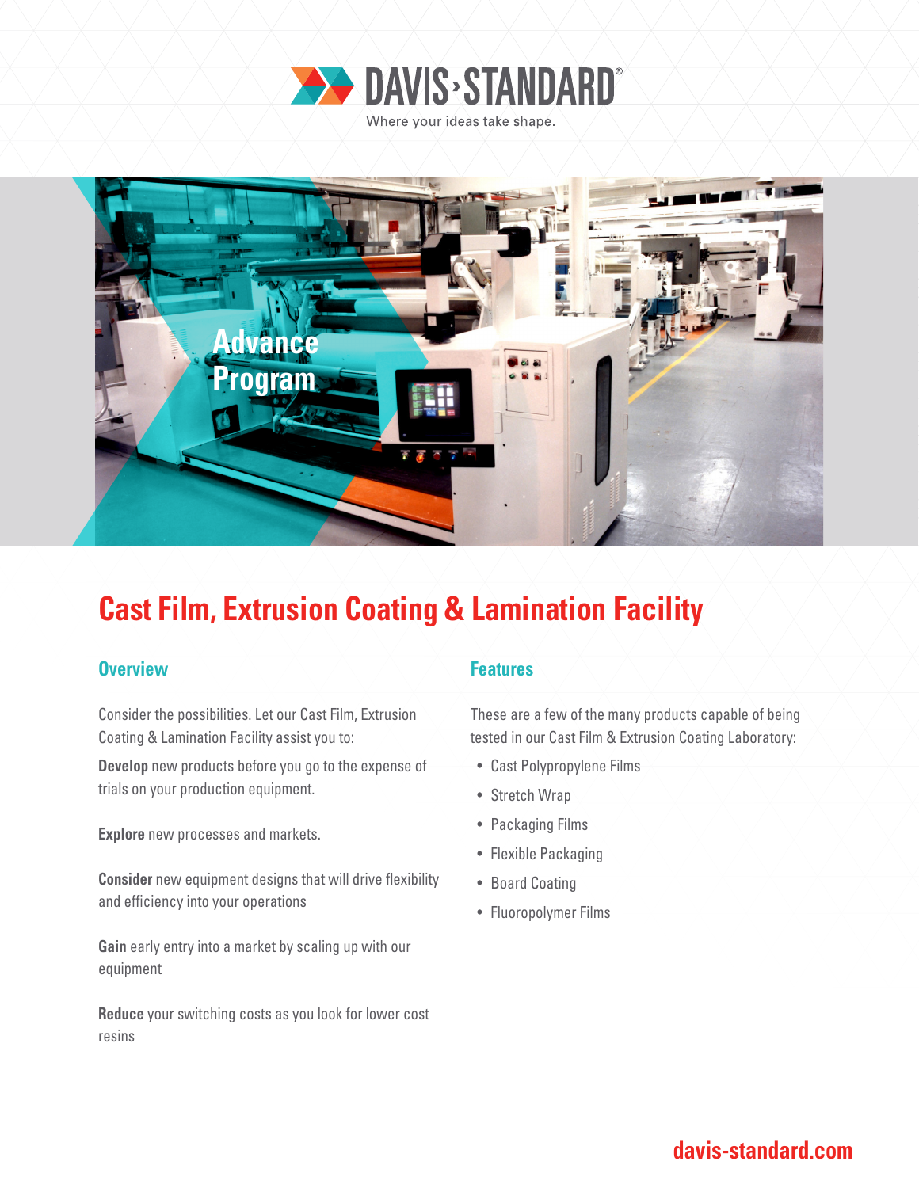DAVIS·STANDARD®

Where your ideas take shape.

Advance Program

# Cast Film, Extrusion Coating & Lamination Facility

## Overview

Consider the possibilities. Let our Cast Film, Extrusion Coating & Lamination Facility assist you to:

**Develop** new products before you go to the expense of trials on your production equipment.

**Explore** new processes and markets.

**Consider** new equipment designs that will drive flexibility and efficiency into your operations

**Gain** early entry into a market by scaling up with our equipment

**Reduce** your switching costs as you look for lower cost resins

## Features

These are a few of the many products capable of being tested in our Cast Film & Extrusion Coating Laboratory:

- Cast Polypropylene Films
- Stretch Wrap
- Packaging Films
- Flexible Packaging
- Board Coating
- Fluoropolymer Films

davis-standard.com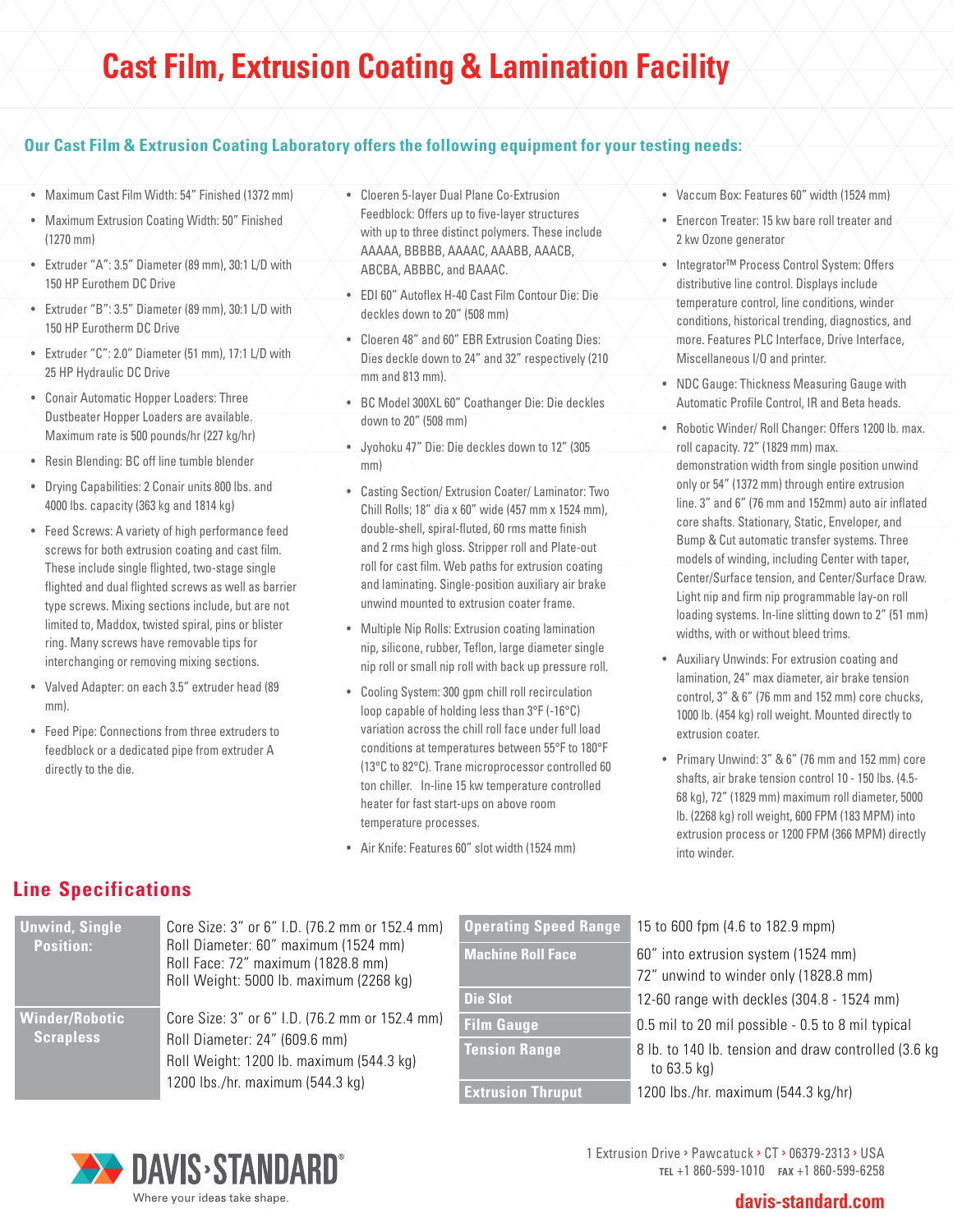# Cast Film, Extrusion Coating & Lamination Facility

## Our Cast Film & Extrusion Coating Laboratory offers the following equipment for your testing needs:

- Maximum Cast Film Width: 54" Finished (1372 mm)
- Maximum Extrusion Coating Width: 50" Finished (1270 mm)
- Extruder "A": 3.5" Diameter (89 mm), 30:1 L/D with 150 HP Eurotherm DC Drive
- Extruder "B": 3.5" Diameter (89 mm), 30:1 L/D with 150 HP Eurotherm DC Drive
- Extruder "C": 2.0" Diameter (51 mm), 17:1 L/D with 25 HP Hydraulic DC Drive
- Conair Automatic Hopper Loaders: Three Dustbeater Hopper Loaders are available. Maximum rate is 500 pounds/hr (227 kg/hr)
- Resin Blending: BC off line tumble blender
- Drying Capabilities: 2 Conair units 800 lbs. and 4000 lbs. capacity (363 kg and 1814 kg)
- Feed Screws: A variety of high performance feed screws for both extrusion coating and cast film. These include single flighted, two-stage single flighted and dual flighted screws as well as barrier type screws. Mixing sections include, but are not limited to, Maddox, twisted spiral, pins or blister ring. Many screws have removable tips for interchanging or removing mixing sections.
- Valved Adapter: on each 3.5" extruder head (89 mm).
- Feed Pipe: Connections from three extruders to feedblock or a dedicated pipe from extruder A directly to the die.
- Cloeren 5-layer Dual Plane Co-Extrusion Feedblock: Offers up to five-layer structures with up to three distinct polymers. These include AAAAA, BBBBB, AAAAC, AAABB, AAACB, ABCBA, ABBBC, and BAAAC.
- EDI 60" Autoflex H-40 Cast Film Contour Die: Die deckles down to 20" (508 mm)
- Cloeren 48" and 60" EBR Extrusion Coating Dies: Dies deckle down to 24" and 32" respectively (210 mm and 813 mm).
- BC Model 300XL 60" Coathanger Die: Die deckles down to 20" (508 mm)
- Jyohoku 47" Die: Die deckles down to 12" (305 mm)
- Casting Section/ Extrusion Coater/ Laminator: Two Chill Rolls; 18" dia x 60" wide (457 mm x 1524 mm), double-shell, spiral-fluted, 60 rms matte finish and 2 rms high gloss. Stripper roll and Plate-out roll for cast film. Web paths for extrusion coating and laminating. Single-position auxiliary air brake unwind mounted to extrusion coater frame.
- Multiple Nip Rolls: Extrusion coating lamination nip, silicone, rubber, Teflon, large diameter single nip roll or small nip roll with back up pressure roll.
- Cooling System: 300 gpm chill roll recirculation loop capable of holding less than 3°F (-16°C) variation across the chill roll face under full load conditions at temperatures between 55°F to 180°F (13°C to 82°C). Trane microprocessor controlled 60 ton chiller. In-line 15 kw temperature controlled heater for fast start-ups on above room temperature processes.
- Air Knife: Features 60" slot width (1524 mm)
- Vaccum Box: Features 60" width (1524 mm)
- Enercon Treater: 15 kw bare roll treater and 2 kw Ozone generator
- Integrator™ Process Control System: Offers distributive line control. Displays include temperature control, line conditions, winder conditions, historical trending, diagnostics, and more. Features PLC Interface, Drive Interface, Miscellaneous I/O and printer.
- NDC Gauge: Thickness Measuring Gauge with Automatic Profile Control, IR and Beta heads.
- Robotic Winder/ Roll Changer: Offers 1200 lb. max. roll capacity. 72" (1829 mm) max. demonstration width from single position unwind only or 54" (1372 mm) through entire extrusion line. 3" and 6" (76 mm and 152mm) auto air inflated core shafts. Stationary, Static, Enveloper, and Bump & Cut automatic transfer systems. Three models of winding, including Center with taper, Center/Surface tension, and Center/Surface Draw. Light nip and firm nip programmable lay-on roll loading systems. In-line slitting down to 2" (51 mm) widths, with or without bleed trims.
- Auxiliary Unwinds: For extrusion coating and lamination, 24" max diameter, air brake tension control, 3" & 6" (76 mm and 152 mm) core chucks, 1000 lb. (454 kg) roll weight. Mounted directly to extrusion coater.
- Primary Unwind: 3" & 6" (76 mm and 152 mm) core shafts, air brake tension control 10 - 150 lbs. (4.5-68 kg), 72" (1829 mm) maximum roll diameter, 5000 lb. (2268 kg) roll weight, 600 FPM (183 MPM) into extrusion process or 1200 FPM (366 MPM) directly into winder.

## Line Specifications

| | |
|---|---|
| **Unwind, Single Position:** | Core Size: 3" or 6" I.D. (76.2 mm or 152.4 mm)<br>Roll Diameter: 60" maximum (1524 mm)<br>Roll Face: 72" maximum (1828.8 mm)<br>Roll Weight: 5000 lb. maximum (2268 kg) |
| **Winder/Robotic Scrapless** | Core Size: 3" or 6" I.D. (76.2 mm or 152.4 mm)<br>Roll Diameter: 24" (609.6 mm)<br>Roll Weight: 1200 lb. maximum (544.3 kg)<br>1200 lbs./hr. maximum (544.3 kg) |

| | |
|---|---|
| **Operating Speed Range** | 15 to 600 fpm (4.6 to 182.9 mpm) |
| **Machine Roll Face** | 60" into extrusion system (1524 mm)<br>72" unwind to winder only (1828.8 mm) |
| **Die Slot** | 12-60 range with deckles (304.8 - 1524 mm) |
| **Film Gauge** | 0.5 mil to 20 mil possible - 0.5 to 8 mil typical |
| **Tension Range** | 8 lb. to 140 lb. tension and draw controlled (3.6 kg to 63.5 kg) |
| **Extrusion Thruput** | 1200 lbs./hr. maximum (544.3 kg/hr) |

DAVIS-STANDARD®
Where your ideas take shape.

1 Extrusion Drive › Pawcatuck › CT › 06379-2313 › USA
TEL +1 860-599-1010 FAX +1 860-599-6258

davis-standard.com